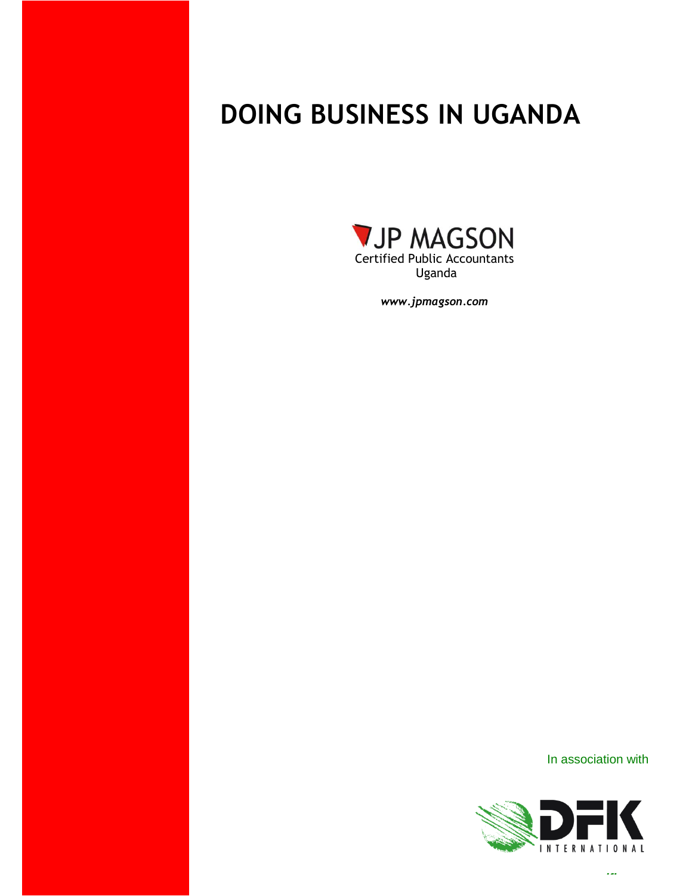# DOING BUSINESS IN UGANDA

JP MAGSON
Certified Public Accountants
Uganda

*www.jpmagson.com*

In association with

DFK
INTERNATIONAL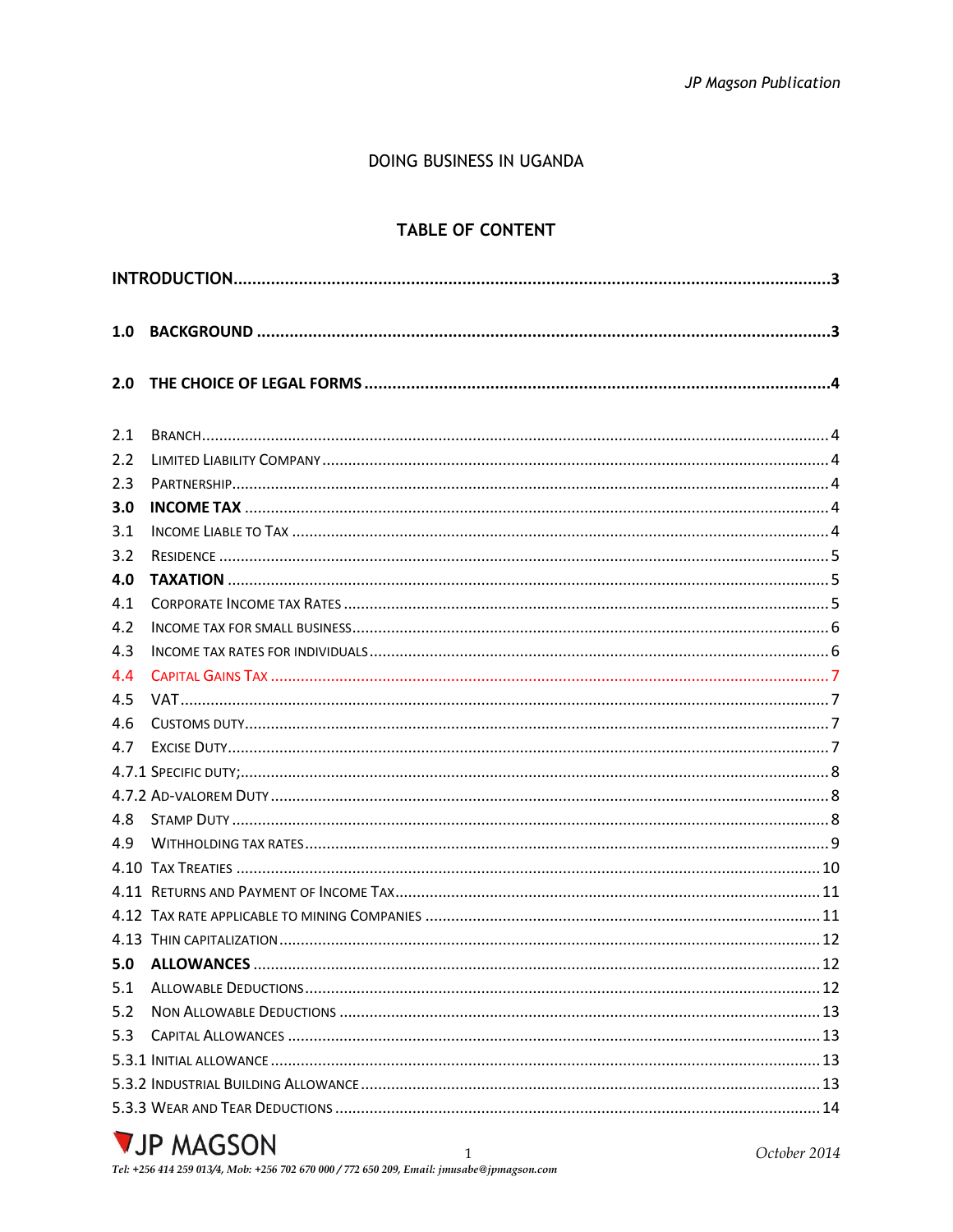# DOING BUSINESS IN UGANDA

## TABLE OF CONTENT

**INTRODUCTION** ..................................................... **3**

**1.0 BACKGROUND** ..................................................... **3**

**2.0 THE CHOICE OF LEGAL FORMS** ..................................................... **4**

2.1 Branch ..................................................... 4
2.2 Limited Liability Company ..................................................... 4
2.3 Partnership ..................................................... 4
**3.0 INCOME TAX** ..................................................... 4
3.1 Income Liable to Tax ..................................................... 4
3.2 Residence ..................................................... 5
**4.0 TAXATION** ..................................................... 5
4.1 Corporate Income tax Rates ..................................................... 5
4.2 Income tax for small business ..................................................... 6
4.3 Income tax rates for individuals ..................................................... 6
4.4 Capital Gains Tax ..................................................... 7
4.5 VAT ..................................................... 7
4.6 Customs duty ..................................................... 7
4.7 Excise Duty ..................................................... 7
4.7.1 Specific duty; ..................................................... 8
4.7.2 Ad-valorem Duty ..................................................... 8
4.8 Stamp Duty ..................................................... 8
4.9 Withholding tax rates ..................................................... 9
4.10 Tax Treaties ..................................................... 10
4.11 Returns and Payment of Income Tax ..................................................... 11
4.12 Tax rate applicable to mining Companies ..................................................... 11
4.13 Thin capitalization ..................................................... 12
**5.0 ALLOWANCES** ..................................................... 12
5.1 Allowable Deductions ..................................................... 12
5.2 Non Allowable Deductions ..................................................... 13
5.3 Capital Allowances ..................................................... 13
5.3.1 Initial allowance ..................................................... 13
5.3.2 Industrial Building Allowance ..................................................... 13
5.3.3 Wear and Tear Deductions ..................................................... 14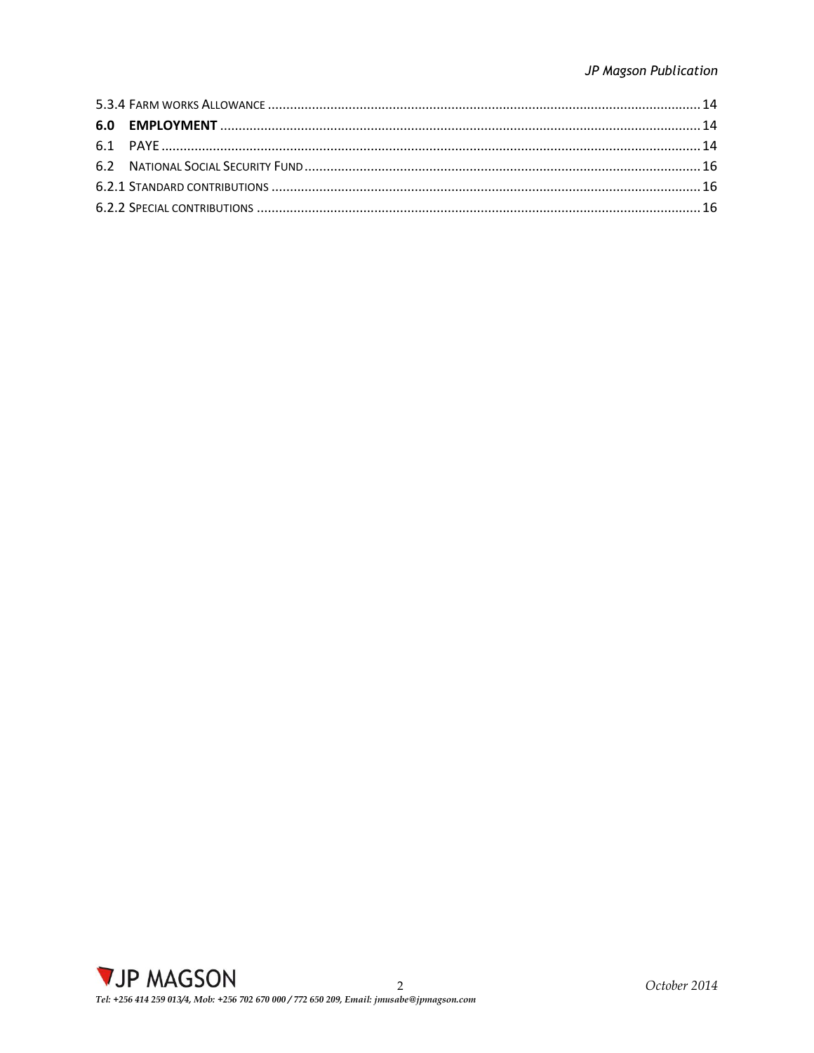5.3.4 Farm works Allowance ..................................................................................................................... 14

**6.0 EMPLOYMENT** ................................................................................................................................. 14

6.1 PAYE ................................................................................................................................................. 14

6.2 National Social Security Fund ........................................................................................................... 16

6.2.1 Standard contributions ..................................................................................................................... 16

6.2.2 Special contributions ........................................................................................................................ 16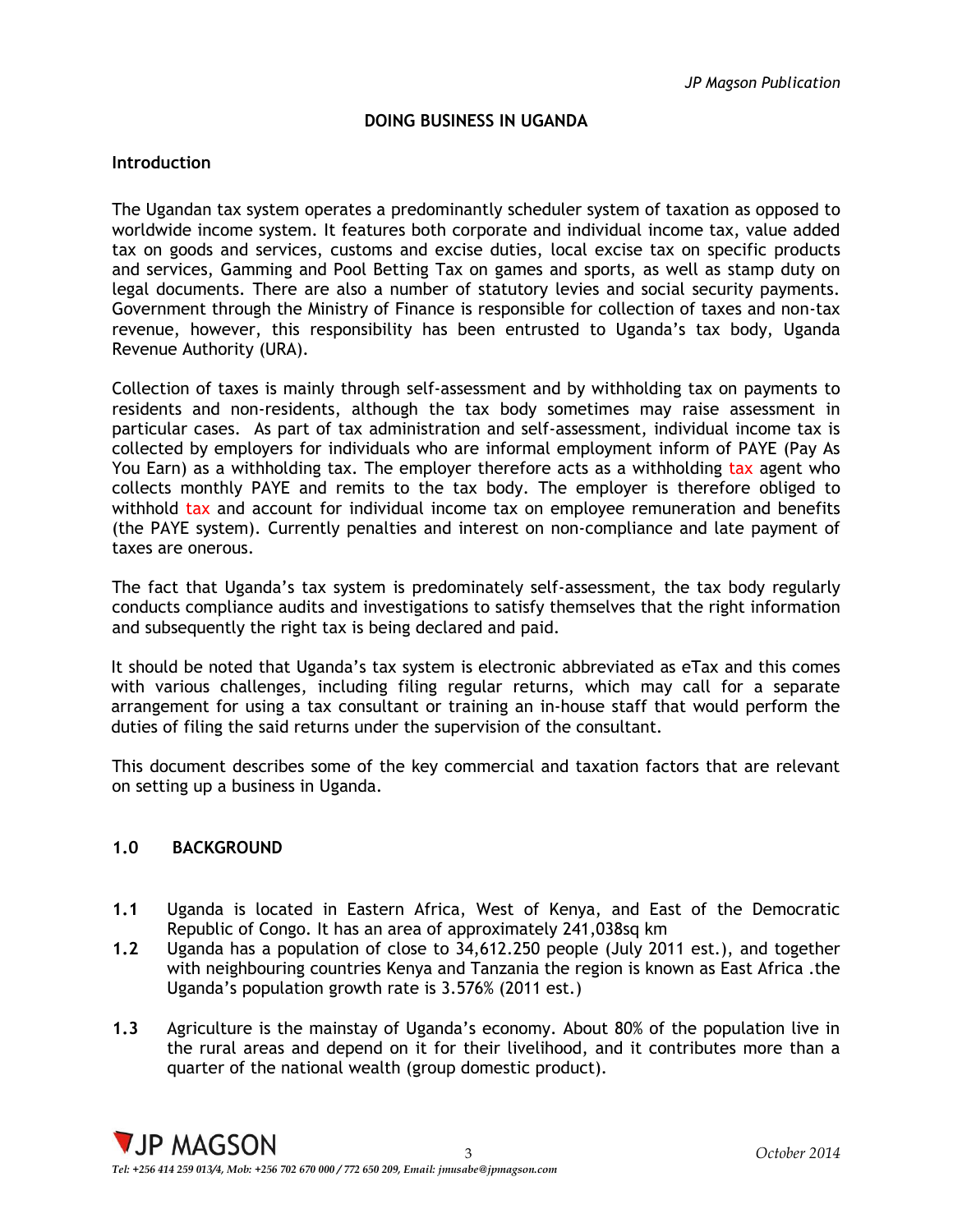## DOING BUSINESS IN UGANDA

### Introduction

The Ugandan tax system operates a predominantly scheduler system of taxation as opposed to worldwide income system. It features both corporate and individual income tax, value added tax on goods and services, customs and excise duties, local excise tax on specific products and services, Gamming and Pool Betting Tax on games and sports, as well as stamp duty on legal documents. There are also a number of statutory levies and social security payments. Government through the Ministry of Finance is responsible for collection of taxes and non-tax revenue, however, this responsibility has been entrusted to Uganda's tax body, Uganda Revenue Authority (URA).

Collection of taxes is mainly through self-assessment and by withholding tax on payments to residents and non-residents, although the tax body sometimes may raise assessment in particular cases. As part of tax administration and self-assessment, individual income tax is collected by employers for individuals who are informal employment inform of PAYE (Pay As You Earn) as a withholding tax. The employer therefore acts as a withholding tax agent who collects monthly PAYE and remits to the tax body. The employer is therefore obliged to withhold tax and account for individual income tax on employee remuneration and benefits (the PAYE system). Currently penalties and interest on non-compliance and late payment of taxes are onerous.

The fact that Uganda's tax system is predominately self-assessment, the tax body regularly conducts compliance audits and investigations to satisfy themselves that the right information and subsequently the right tax is being declared and paid.

It should be noted that Uganda's tax system is electronic abbreviated as eTax and this comes with various challenges, including filing regular returns, which may call for a separate arrangement for using a tax consultant or training an in-house staff that would perform the duties of filing the said returns under the supervision of the consultant.

This document describes some of the key commercial and taxation factors that are relevant on setting up a business in Uganda.

## 1.0 BACKGROUND

**1.1** Uganda is located in Eastern Africa, West of Kenya, and East of the Democratic Republic of Congo. It has an area of approximately 241,038sq km

**1.2** Uganda has a population of close to 34,612.250 people (July 2011 est.), and together with neighbouring countries Kenya and Tanzania the region is known as East Africa .the Uganda's population growth rate is 3.576% (2011 est.)

**1.3** Agriculture is the mainstay of Uganda's economy. About 80% of the population live in the rural areas and depend on it for their livelihood, and it contributes more than a quarter of the national wealth (group domestic product).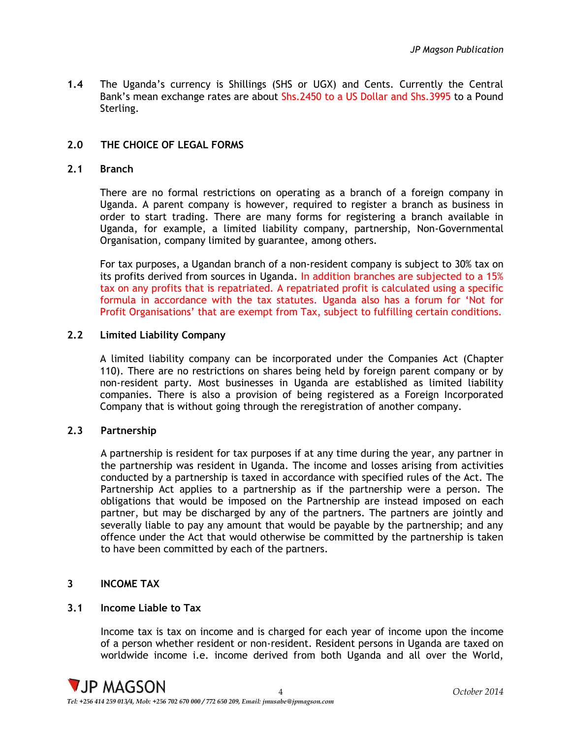**1.4** The Uganda's currency is Shillings (SHS or UGX) and Cents. Currently the Central Bank's mean exchange rates are about Shs.2450 to a US Dollar and Shs.3995 to a Pound Sterling.

## 2.0 THE CHOICE OF LEGAL FORMS

### 2.1 Branch

There are no formal restrictions on operating as a branch of a foreign company in Uganda. A parent company is however, required to register a branch as business in order to start trading. There are many forms for registering a branch available in Uganda, for example, a limited liability company, partnership, Non-Governmental Organisation, company limited by guarantee, among others.

For tax purposes, a Ugandan branch of a non-resident company is subject to 30% tax on its profits derived from sources in Uganda. In addition branches are subjected to a 15% tax on any profits that is repatriated. A repatriated profit is calculated using a specific formula in accordance with the tax statutes. Uganda also has a forum for 'Not for Profit Organisations' that are exempt from Tax, subject to fulfilling certain conditions.

### 2.2 Limited Liability Company

A limited liability company can be incorporated under the Companies Act (Chapter 110). There are no restrictions on shares being held by foreign parent company or by non-resident party. Most businesses in Uganda are established as limited liability companies. There is also a provision of being registered as a Foreign Incorporated Company that is without going through the reregistration of another company.

### 2.3 Partnership

A partnership is resident for tax purposes if at any time during the year, any partner in the partnership was resident in Uganda. The income and losses arising from activities conducted by a partnership is taxed in accordance with specified rules of the Act. The Partnership Act applies to a partnership as if the partnership were a person. The obligations that would be imposed on the Partnership are instead imposed on each partner, but may be discharged by any of the partners. The partners are jointly and severally liable to pay any amount that would be payable by the partnership; and any offence under the Act that would otherwise be committed by the partnership is taken to have been committed by each of the partners.

## 3 INCOME TAX

### 3.1 Income Liable to Tax

Income tax is tax on income and is charged for each year of income upon the income of a person whether resident or non-resident. Resident persons in Uganda are taxed on worldwide income i.e. income derived from both Uganda and all over the World,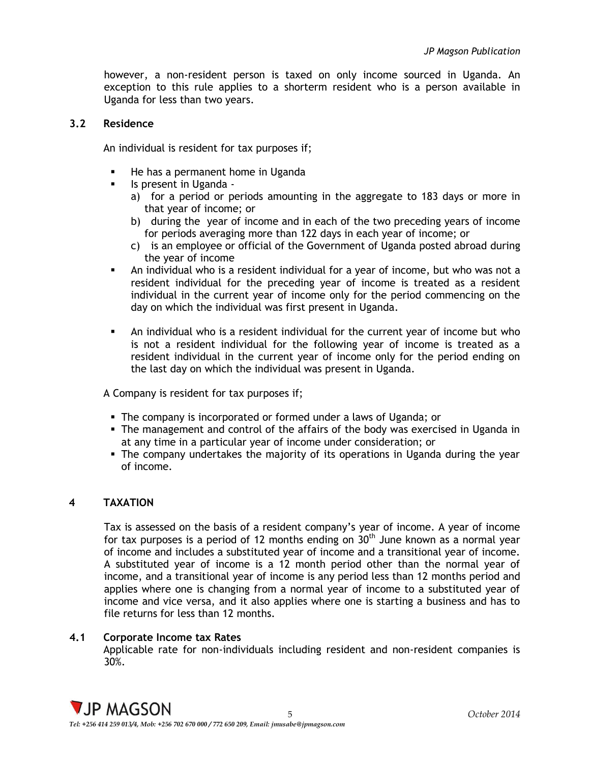however, a non-resident person is taxed on only income sourced in Uganda. An exception to this rule applies to a shortterm resident who is a person available in Uganda for less than two years.

### 3.2 Residence

An individual is resident for tax purposes if;

- He has a permanent home in Uganda
- Is present in Uganda -
  a) for a period or periods amounting in the aggregate to 183 days or more in that year of income; or
  b) during the year of income and in each of the two preceding years of income for periods averaging more than 122 days in each year of income; or
  c) is an employee or official of the Government of Uganda posted abroad during the year of income
- An individual who is a resident individual for a year of income, but who was not a resident individual for the preceding year of income is treated as a resident individual in the current year of income only for the period commencing on the day on which the individual was first present in Uganda.
- An individual who is a resident individual for the current year of income but who is not a resident individual for the following year of income is treated as a resident individual in the current year of income only for the period ending on the last day on which the individual was present in Uganda.

A Company is resident for tax purposes if;

- The company is incorporated or formed under a laws of Uganda; or
- The management and control of the affairs of the body was exercised in Uganda in at any time in a particular year of income under consideration; or
- The company undertakes the majority of its operations in Uganda during the year of income.

## 4 TAXATION

Tax is assessed on the basis of a resident company's year of income. A year of income for tax purposes is a period of 12 months ending on 30th June known as a normal year of income and includes a substituted year of income and a transitional year of income. A substituted year of income is a 12 month period other than the normal year of income, and a transitional year of income is any period less than 12 months period and applies where one is changing from a normal year of income to a substituted year of income and vice versa, and it also applies where one is starting a business and has to file returns for less than 12 months.

### 4.1 Corporate Income tax Rates

Applicable rate for non-individuals including resident and non-resident companies is 30%.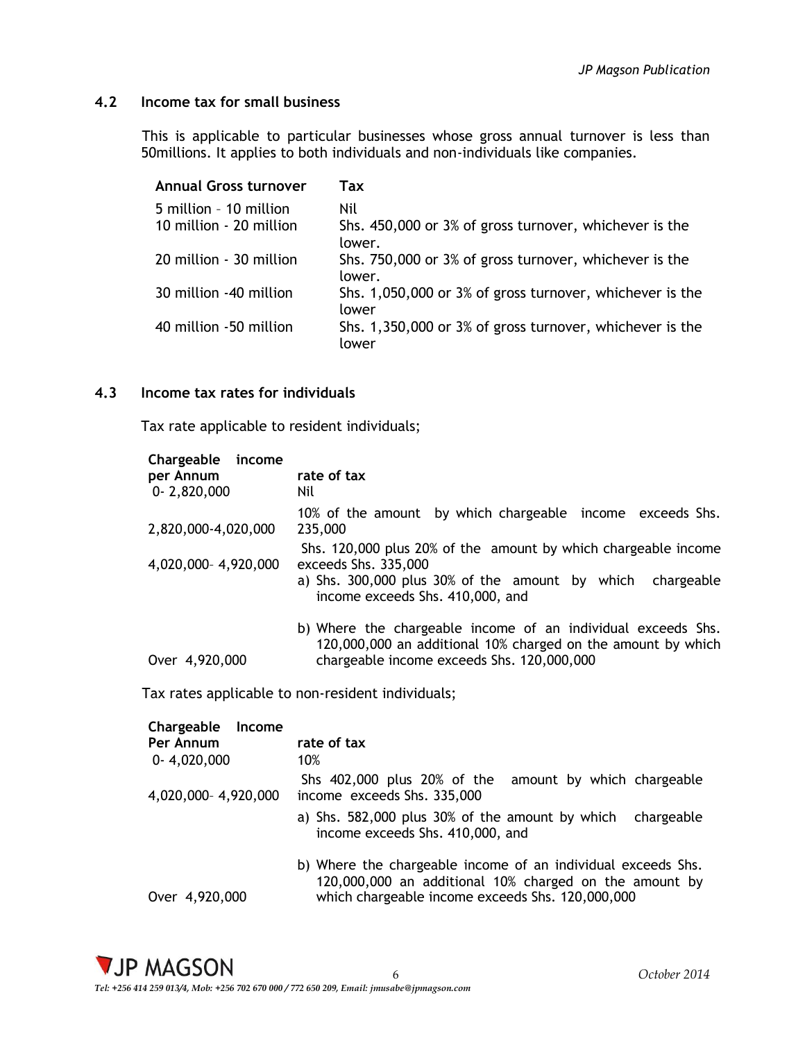## 4.2 Income tax for small business

This is applicable to particular businesses whose gross annual turnover is less than 50millions. It applies to both individuals and non-individuals like companies.

| Annual Gross turnover | Tax |
|---|---|
| 5 million – 10 million | Nil |
| 10 million - 20 million | Shs. 450,000 or 3% of gross turnover, whichever is the lower. |
| 20 million - 30 million | Shs. 750,000 or 3% of gross turnover, whichever is the lower. |
| 30 million -40 million | Shs. 1,050,000 or 3% of gross turnover, whichever is the lower |
| 40 million -50 million | Shs. 1,350,000 or 3% of gross turnover, whichever is the lower |

## 4.3 Income tax rates for individuals

Tax rate applicable to resident individuals;

| Chargeable income per Annum | rate of tax |
|---|---|
| 0- 2,820,000 | Nil |
| 2,820,000-4,020,000 | 10% of the amount by which chargeable income exceeds Shs. 235,000 |
| 4,020,000– 4,920,000 | Shs. 120,000 plus 20% of the amount by which chargeable income exceeds Shs. 335,000 |
| Over 4,920,000 | a) Shs. 300,000 plus 30% of the amount by which chargeable income exceeds Shs. 410,000, and<br>b) Where the chargeable income of an individual exceeds Shs. 120,000,000 an additional 10% charged on the amount by which chargeable income exceeds Shs. 120,000,000 |

Tax rates applicable to non-resident individuals;

| Chargeable Income Per Annum | rate of tax |
|---|---|
| 0- 4,020,000 | 10% |
| 4,020,000– 4,920,000 | Shs 402,000 plus 20% of the amount by which chargeable income exceeds Shs. 335,000 |
| Over 4,920,000 | a) Shs. 582,000 plus 30% of the amount by which chargeable income exceeds Shs. 410,000, and<br>b) Where the chargeable income of an individual exceeds Shs. 120,000,000 an additional 10% charged on the amount by which chargeable income exceeds Shs. 120,000,000 |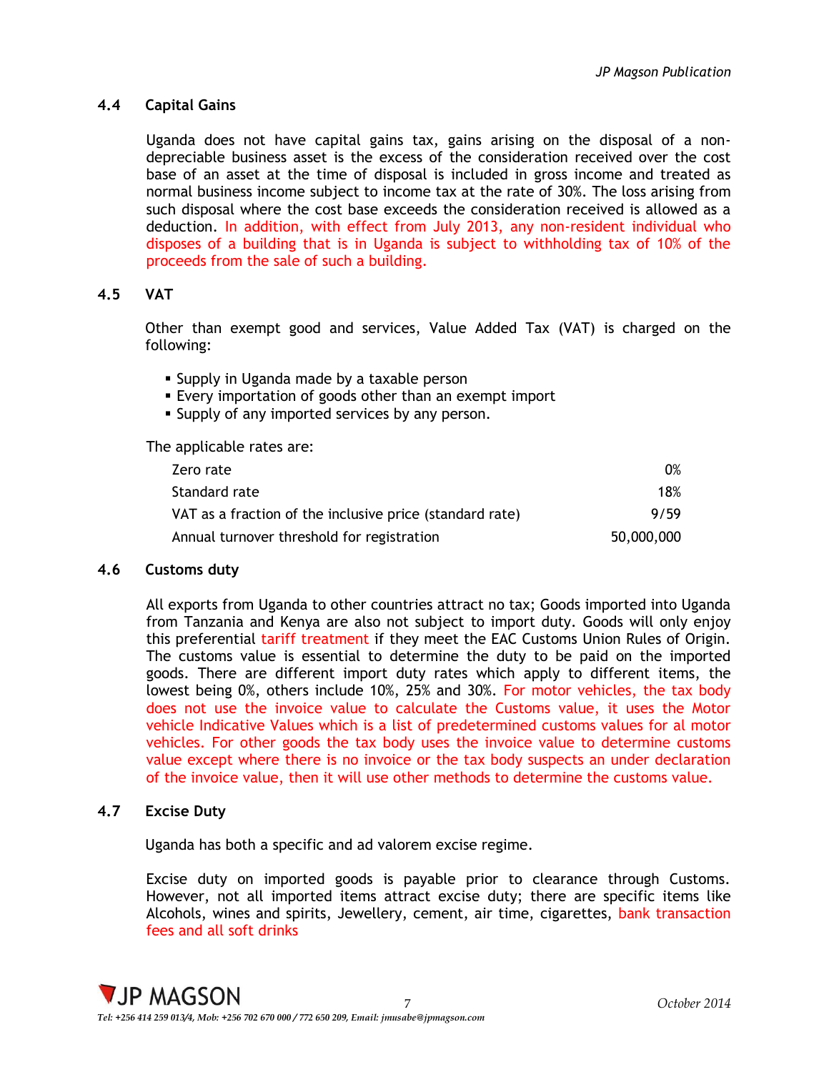### 4.4 Capital Gains

Uganda does not have capital gains tax, gains arising on the disposal of a non-depreciable business asset is the excess of the consideration received over the cost base of an asset at the time of disposal is included in gross income and treated as normal business income subject to income tax at the rate of 30%. The loss arising from such disposal where the cost base exceeds the consideration received is allowed as a deduction. In addition, with effect from July 2013, any non-resident individual who disposes of a building that is in Uganda is subject to withholding tax of 10% of the proceeds from the sale of such a building.

### 4.5 VAT

Other than exempt good and services, Value Added Tax (VAT) is charged on the following:

- Supply in Uganda made by a taxable person
- Every importation of goods other than an exempt import
- Supply of any imported services by any person.

The applicable rates are:

| | |
|---|---|
| Zero rate | 0% |
| Standard rate | 18% |
| VAT as a fraction of the inclusive price (standard rate) | 9/59 |
| Annual turnover threshold for registration | 50,000,000 |

### 4.6 Customs duty

All exports from Uganda to other countries attract no tax; Goods imported into Uganda from Tanzania and Kenya are also not subject to import duty. Goods will only enjoy this preferential tariff treatment if they meet the EAC Customs Union Rules of Origin. The customs value is essential to determine the duty to be paid on the imported goods. There are different import duty rates which apply to different items, the lowest being 0%, others include 10%, 25% and 30%. For motor vehicles, the tax body does not use the invoice value to calculate the Customs value, it uses the Motor vehicle Indicative Values which is a list of predetermined customs values for al motor vehicles. For other goods the tax body uses the invoice value to determine customs value except where there is no invoice or the tax body suspects an under declaration of the invoice value, then it will use other methods to determine the customs value.

### 4.7 Excise Duty

Uganda has both a specific and ad valorem excise regime.

Excise duty on imported goods is payable prior to clearance through Customs. However, not all imported items attract excise duty; there are specific items like Alcohols, wines and spirits, Jewellery, cement, air time, cigarettes, bank transaction fees and all soft drinks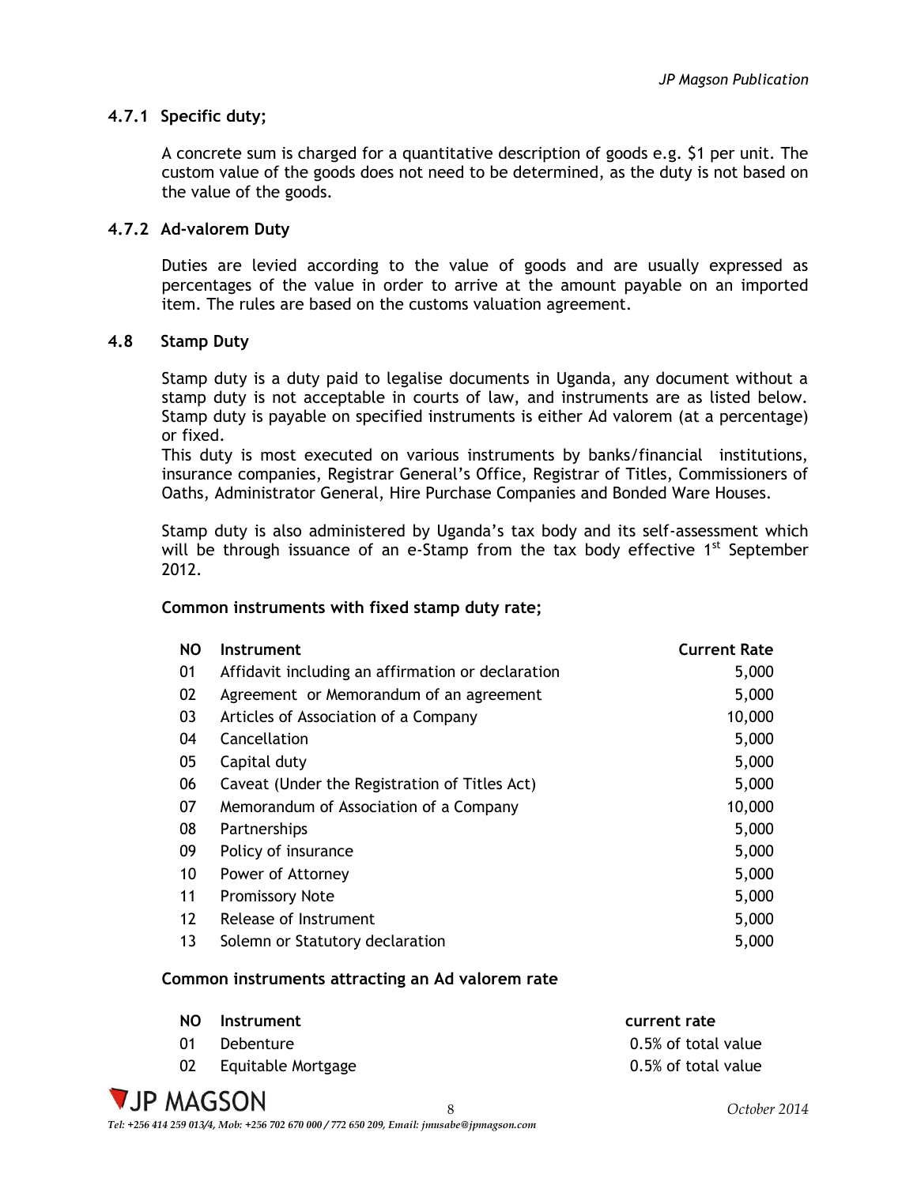#### 4.7.1 Specific duty;

A concrete sum is charged for a quantitative description of goods e.g. $1 per unit. The custom value of the goods does not need to be determined, as the duty is not based on the value of the goods.

#### 4.7.2 Ad-valorem Duty

Duties are levied according to the value of goods and are usually expressed as percentages of the value in order to arrive at the amount payable on an imported item. The rules are based on the customs valuation agreement.

### 4.8 Stamp Duty

Stamp duty is a duty paid to legalise documents in Uganda, any document without a stamp duty is not acceptable in courts of law, and instruments are as listed below. Stamp duty is payable on specified instruments is either Ad valorem (at a percentage) or fixed.
This duty is most executed on various instruments by banks/financial institutions, insurance companies, Registrar General's Office, Registrar of Titles, Commissioners of Oaths, Administrator General, Hire Purchase Companies and Bonded Ware Houses.

Stamp duty is also administered by Uganda's tax body and its self-assessment which will be through issuance of an e-Stamp from the tax body effective 1st September 2012.

**Common instruments with fixed stamp duty rate;**

| NO | Instrument | Current Rate |
|---|---|---|
| 01 | Affidavit including an affirmation or declaration | 5,000 |
| 02 | Agreement or Memorandum of an agreement | 5,000 |
| 03 | Articles of Association of a Company | 10,000 |
| 04 | Cancellation | 5,000 |
| 05 | Capital duty | 5,000 |
| 06 | Caveat (Under the Registration of Titles Act) | 5,000 |
| 07 | Memorandum of Association of a Company | 10,000 |
| 08 | Partnerships | 5,000 |
| 09 | Policy of insurance | 5,000 |
| 10 | Power of Attorney | 5,000 |
| 11 | Promissory Note | 5,000 |
| 12 | Release of Instrument | 5,000 |
| 13 | Solemn or Statutory declaration | 5,000 |

**Common instruments attracting an Ad valorem rate**

| NO | Instrument | current rate |
|---|---|---|
| 01 | Debenture | 0.5% of total value |
| 02 | Equitable Mortgage | 0.5% of total value |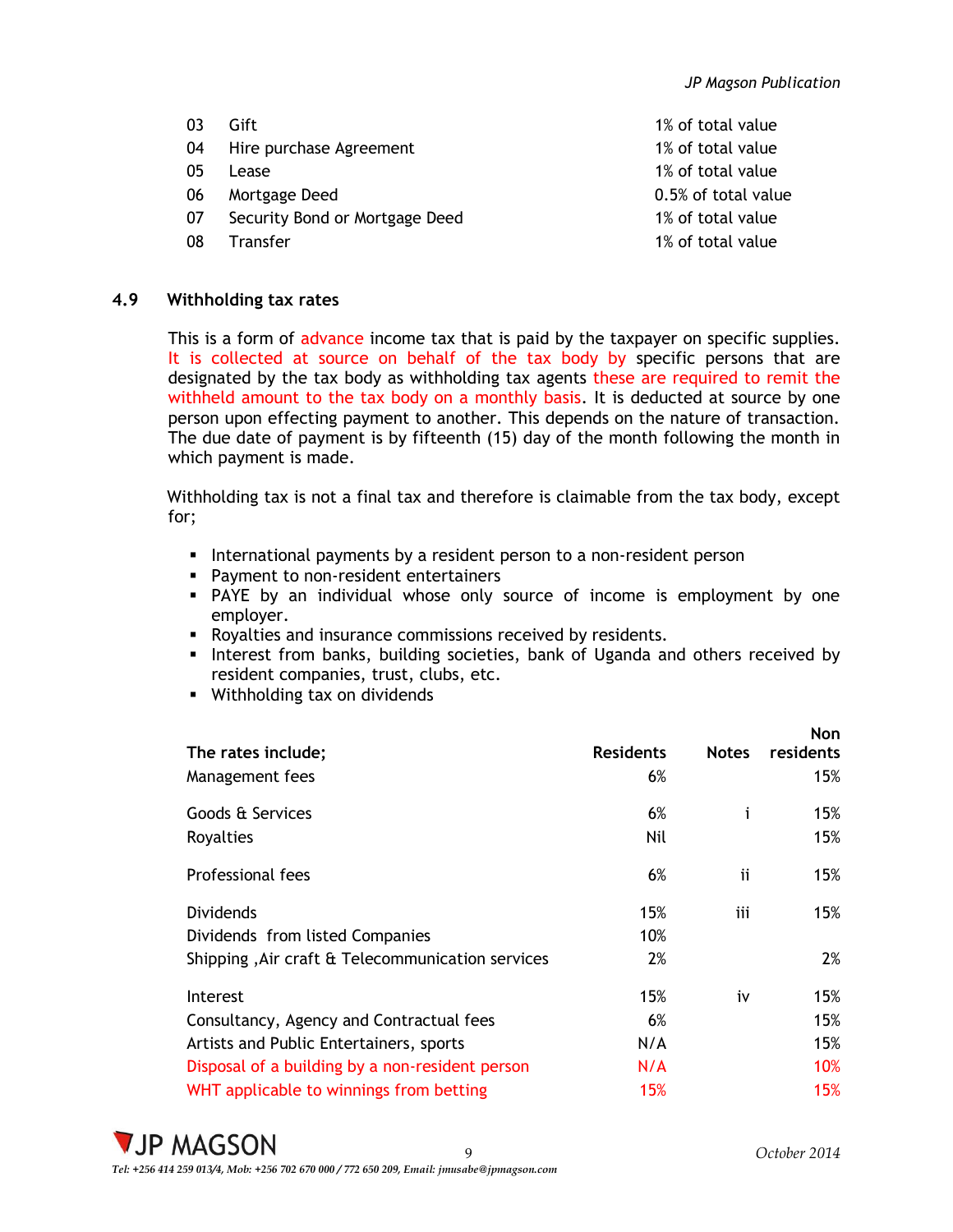| | | |
|---|---|---|
| 03 | Gift | 1% of total value |
| 04 | Hire purchase Agreement | 1% of total value |
| 05 | Lease | 1% of total value |
| 06 | Mortgage Deed | 0.5% of total value |
| 07 | Security Bond or Mortgage Deed | 1% of total value |
| 08 | Transfer | 1% of total value |

### 4.9 Withholding tax rates

This is a form of advance income tax that is paid by the taxpayer on specific supplies. It is collected at source on behalf of the tax body by specific persons that are designated by the tax body as withholding tax agents these are required to remit the withheld amount to the tax body on a monthly basis. It is deducted at source by one person upon effecting payment to another. This depends on the nature of transaction. The due date of payment is by fifteenth (15) day of the month following the month in which payment is made.

Withholding tax is not a final tax and therefore is claimable from the tax body, except for;

- International payments by a resident person to a non-resident person
- Payment to non-resident entertainers
- PAYE by an individual whose only source of income is employment by one employer.
- Royalties and insurance commissions received by residents.
- Interest from banks, building societies, bank of Uganda and others received by resident companies, trust, clubs, etc.
- Withholding tax on dividends

| The rates include; | Residents | Notes | Non residents |
|---|---|---|---|
| Management fees | 6% | | 15% |
| Goods & Services | 6% | i | 15% |
| Royalties | Nil | | 15% |
| Professional fees | 6% | ii | 15% |
| Dividends | 15% | iii | 15% |
| Dividends from listed Companies | 10% | | |
| Shipping ,Air craft & Telecommunication services | 2% | | 2% |
| Interest | 15% | iv | 15% |
| Consultancy, Agency and Contractual fees | 6% | | 15% |
| Artists and Public Entertainers, sports | N/A | | 15% |
| Disposal of a building by a non-resident person | N/A | | 10% |
| WHT applicable to winnings from betting | 15% | | 15% |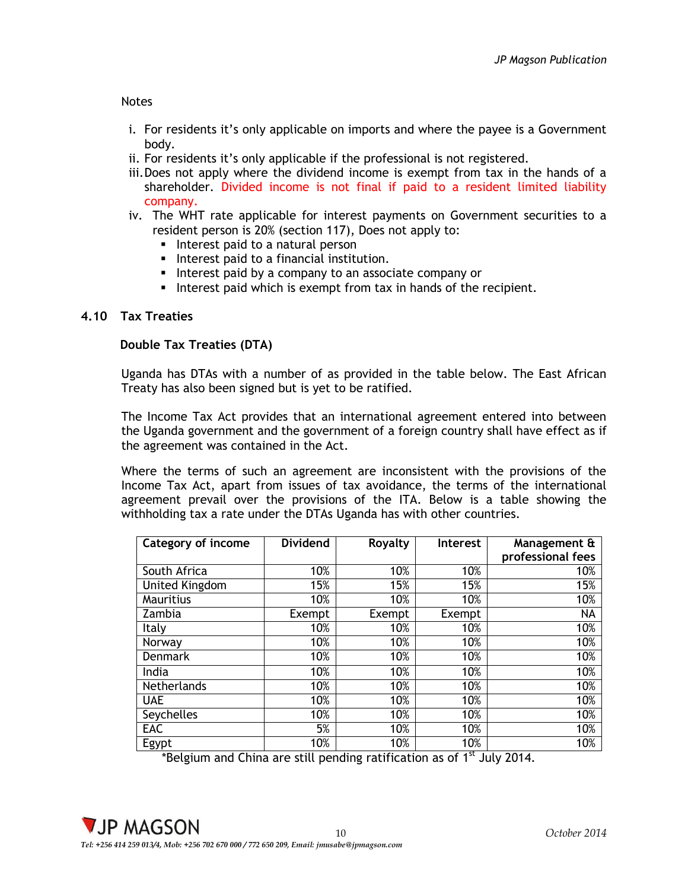Notes

i. For residents it's only applicable on imports and where the payee is a Government body.
ii. For residents it's only applicable if the professional is not registered.
iii. Does not apply where the dividend income is exempt from tax in the hands of a shareholder. Divided income is not final if paid to a resident limited liability company.
iv. The WHT rate applicable for interest payments on Government securities to a resident person is 20% (section 117), Does not apply to:
   - Interest paid to a natural person
   - Interest paid to a financial institution.
   - Interest paid by a company to an associate company or
   - Interest paid which is exempt from tax in hands of the recipient.

## 4.10 Tax Treaties

### Double Tax Treaties (DTA)

Uganda has DTAs with a number of as provided in the table below. The East African Treaty has also been signed but is yet to be ratified.

The Income Tax Act provides that an international agreement entered into between the Uganda government and the government of a foreign country shall have effect as if the agreement was contained in the Act.

Where the terms of such an agreement are inconsistent with the provisions of the Income Tax Act, apart from issues of tax avoidance, the terms of the international agreement prevail over the provisions of the ITA. Below is a table showing the withholding tax a rate under the DTAs Uganda has with other countries.

| Category of income | Dividend | Royalty | Interest | Management & professional fees |
|---|---|---|---|---|
| South Africa | 10% | 10% | 10% | 10% |
| United Kingdom | 15% | 15% | 15% | 15% |
| Mauritius | 10% | 10% | 10% | 10% |
| Zambia | Exempt | Exempt | Exempt | NA |
| Italy | 10% | 10% | 10% | 10% |
| Norway | 10% | 10% | 10% | 10% |
| Denmark | 10% | 10% | 10% | 10% |
| India | 10% | 10% | 10% | 10% |
| Netherlands | 10% | 10% | 10% | 10% |
| UAE | 10% | 10% | 10% | 10% |
| Seychelles | 10% | 10% | 10% | 10% |
| EAC | 5% | 10% | 10% | 10% |
| Egypt | 10% | 10% | 10% | 10% |

*Belgium and China are still pending ratification as of 1st July 2014.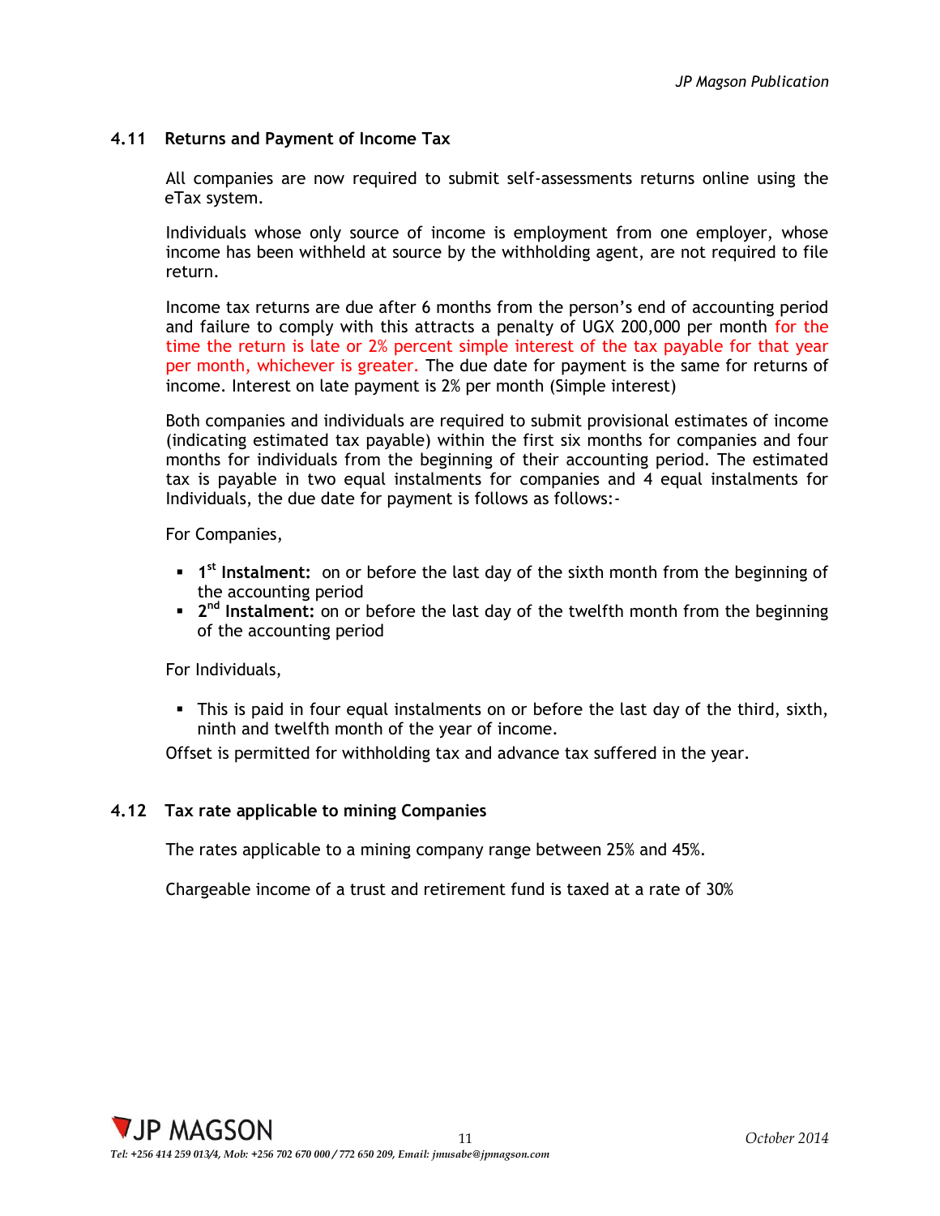## 4.11 Returns and Payment of Income Tax

All companies are now required to submit self-assessments returns online using the eTax system.

Individuals whose only source of income is employment from one employer, whose income has been withheld at source by the withholding agent, are not required to file return.

Income tax returns are due after 6 months from the person's end of accounting period and failure to comply with this attracts a penalty of UGX 200,000 per month for the time the return is late or 2% percent simple interest of the tax payable for that year per month, whichever is greater. The due date for payment is the same for returns of income. Interest on late payment is 2% per month (Simple interest)

Both companies and individuals are required to submit provisional estimates of income (indicating estimated tax payable) within the first six months for companies and four months for individuals from the beginning of their accounting period. The estimated tax is payable in two equal instalments for companies and 4 equal instalments for Individuals, the due date for payment is follows as follows:-

For Companies,

- **1st Instalment:** on or before the last day of the sixth month from the beginning of the accounting period
- **2nd Instalment:** on or before the last day of the twelfth month from the beginning of the accounting period

For Individuals,

- This is paid in four equal instalments on or before the last day of the third, sixth, ninth and twelfth month of the year of income.

Offset is permitted for withholding tax and advance tax suffered in the year.

## 4.12 Tax rate applicable to mining Companies

The rates applicable to a mining company range between 25% and 45%.

Chargeable income of a trust and retirement fund is taxed at a rate of 30%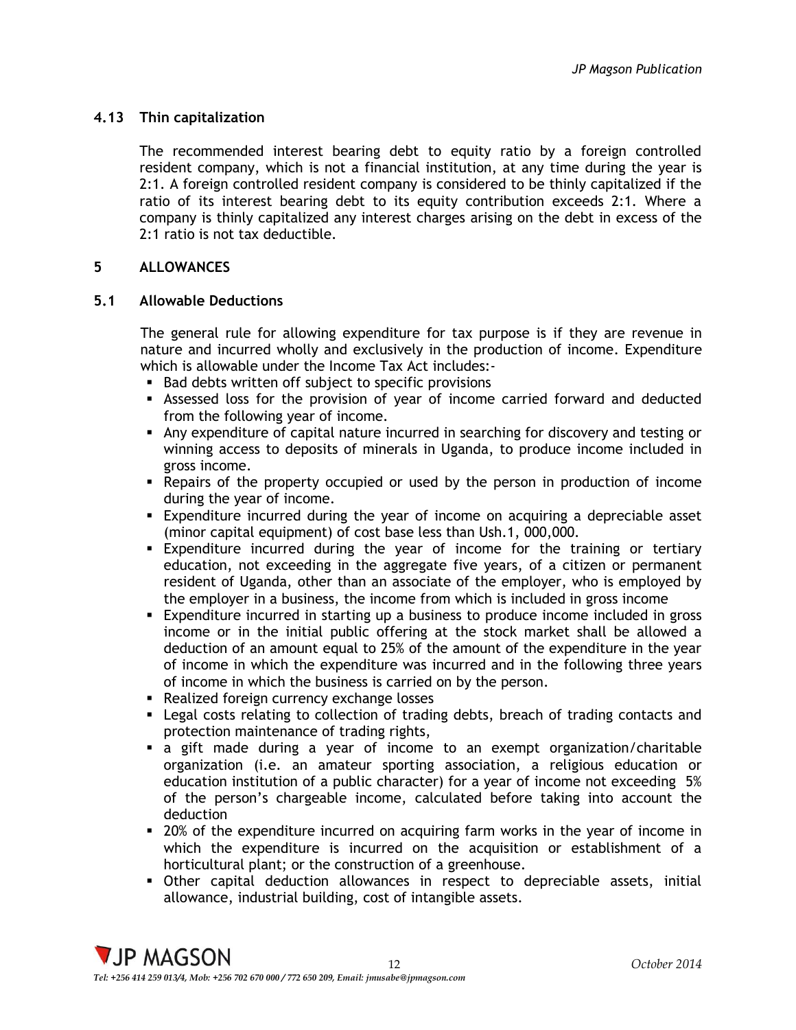### 4.13 Thin capitalization

The recommended interest bearing debt to equity ratio by a foreign controlled resident company, which is not a financial institution, at any time during the year is 2:1. A foreign controlled resident company is considered to be thinly capitalized if the ratio of its interest bearing debt to its equity contribution exceeds 2:1. Where a company is thinly capitalized any interest charges arising on the debt in excess of the 2:1 ratio is not tax deductible.

## 5 ALLOWANCES

### 5.1 Allowable Deductions

The general rule for allowing expenditure for tax purpose is if they are revenue in nature and incurred wholly and exclusively in the production of income. Expenditure which is allowable under the Income Tax Act includes:-

- Bad debts written off subject to specific provisions
- Assessed loss for the provision of year of income carried forward and deducted from the following year of income.
- Any expenditure of capital nature incurred in searching for discovery and testing or winning access to deposits of minerals in Uganda, to produce income included in gross income.
- Repairs of the property occupied or used by the person in production of income during the year of income.
- Expenditure incurred during the year of income on acquiring a depreciable asset (minor capital equipment) of cost base less than Ush.1, 000,000.
- Expenditure incurred during the year of income for the training or tertiary education, not exceeding in the aggregate five years, of a citizen or permanent resident of Uganda, other than an associate of the employer, who is employed by the employer in a business, the income from which is included in gross income
- Expenditure incurred in starting up a business to produce income included in gross income or in the initial public offering at the stock market shall be allowed a deduction of an amount equal to 25% of the amount of the expenditure in the year of income in which the expenditure was incurred and in the following three years of income in which the business is carried on by the person.
- Realized foreign currency exchange losses
- Legal costs relating to collection of trading debts, breach of trading contacts and protection maintenance of trading rights,
- a gift made during a year of income to an exempt organization/charitable organization (i.e. an amateur sporting association, a religious education or education institution of a public character) for a year of income not exceeding 5% of the person's chargeable income, calculated before taking into account the deduction
- 20% of the expenditure incurred on acquiring farm works in the year of income in which the expenditure is incurred on the acquisition or establishment of a horticultural plant; or the construction of a greenhouse.
- Other capital deduction allowances in respect to depreciable assets, initial allowance, industrial building, cost of intangible assets.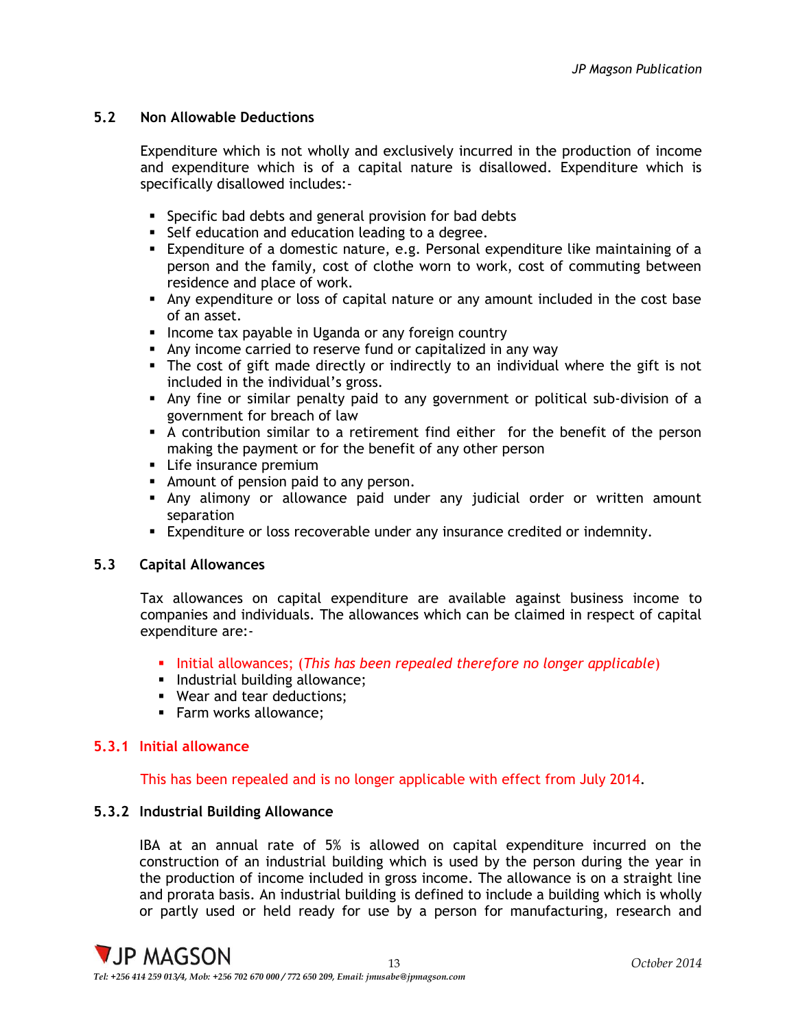### 5.2 Non Allowable Deductions

Expenditure which is not wholly and exclusively incurred in the production of income and expenditure which is of a capital nature is disallowed. Expenditure which is specifically disallowed includes:-

- Specific bad debts and general provision for bad debts
- Self education and education leading to a degree.
- Expenditure of a domestic nature, e.g. Personal expenditure like maintaining of a person and the family, cost of clothe worn to work, cost of commuting between residence and place of work.
- Any expenditure or loss of capital nature or any amount included in the cost base of an asset.
- Income tax payable in Uganda or any foreign country
- Any income carried to reserve fund or capitalized in any way
- The cost of gift made directly or indirectly to an individual where the gift is not included in the individual's gross.
- Any fine or similar penalty paid to any government or political sub-division of a government for breach of law
- A contribution similar to a retirement find either for the benefit of the person making the payment or for the benefit of any other person
- Life insurance premium
- Amount of pension paid to any person.
- Any alimony or allowance paid under any judicial order or written amount separation
- Expenditure or loss recoverable under any insurance credited or indemnity.

### 5.3 Capital Allowances

Tax allowances on capital expenditure are available against business income to companies and individuals. The allowances which can be claimed in respect of capital expenditure are:-

- Initial allowances; (*This has been repealed therefore no longer applicable*)
- Industrial building allowance;
- Wear and tear deductions;
- Farm works allowance;

#### 5.3.1 Initial allowance

This has been repealed and is no longer applicable with effect from July 2014.

#### 5.3.2 Industrial Building Allowance

IBA at an annual rate of 5% is allowed on capital expenditure incurred on the construction of an industrial building which is used by the person during the year in the production of income included in gross income. The allowance is on a straight line and prorata basis. An industrial building is defined to include a building which is wholly or partly used or held ready for use by a person for manufacturing, research and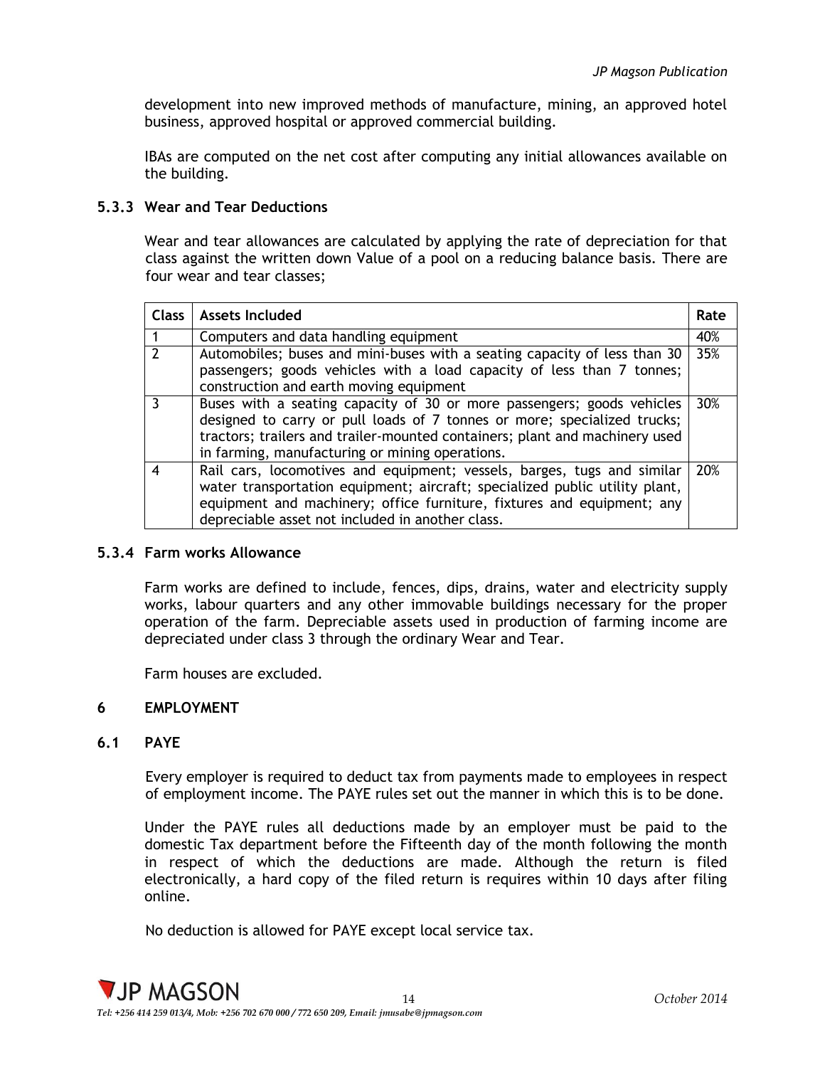development into new improved methods of manufacture, mining, an approved hotel business, approved hospital or approved commercial building.

IBAs are computed on the net cost after computing any initial allowances available on the building.

### 5.3.3 Wear and Tear Deductions

Wear and tear allowances are calculated by applying the rate of depreciation for that class against the written down Value of a pool on a reducing balance basis. There are four wear and tear classes;

| Class | Assets Included | Rate |
|---|---|---|
| 1 | Computers and data handling equipment | 40% |
| 2 | Automobiles; buses and mini-buses with a seating capacity of less than 30 passengers; goods vehicles with a load capacity of less than 7 tonnes; construction and earth moving equipment | 35% |
| 3 | Buses with a seating capacity of 30 or more passengers; goods vehicles designed to carry or pull loads of 7 tonnes or more; specialized trucks; tractors; trailers and trailer-mounted containers; plant and machinery used in farming, manufacturing or mining operations. | 30% |
| 4 | Rail cars, locomotives and equipment; vessels, barges, tugs and similar water transportation equipment; aircraft; specialized public utility plant, equipment and machinery; office furniture, fixtures and equipment; any depreciable asset not included in another class. | 20% |

### 5.3.4 Farm works Allowance

Farm works are defined to include, fences, dips, drains, water and electricity supply works, labour quarters and any other immovable buildings necessary for the proper operation of the farm. Depreciable assets used in production of farming income are depreciated under class 3 through the ordinary Wear and Tear.

Farm houses are excluded.

## 6 EMPLOYMENT

### 6.1 PAYE

Every employer is required to deduct tax from payments made to employees in respect of employment income. The PAYE rules set out the manner in which this is to be done.

Under the PAYE rules all deductions made by an employer must be paid to the domestic Tax department before the Fifteenth day of the month following the month in respect of which the deductions are made. Although the return is filed electronically, a hard copy of the filed return is requires within 10 days after filing online.

No deduction is allowed for PAYE except local service tax.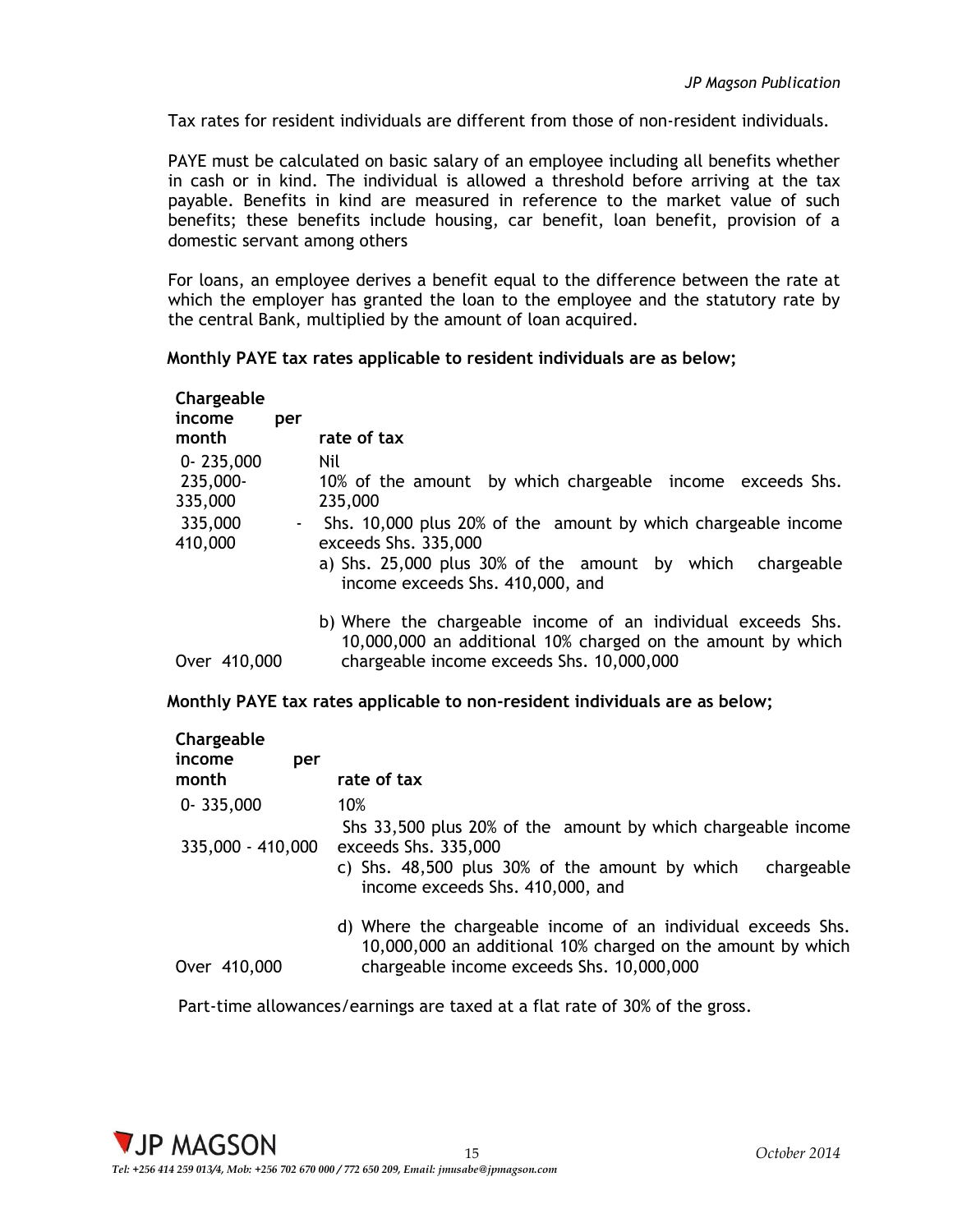Tax rates for resident individuals are different from those of non-resident individuals.

PAYE must be calculated on basic salary of an employee including all benefits whether in cash or in kind. The individual is allowed a threshold before arriving at the tax payable. Benefits in kind are measured in reference to the market value of such benefits; these benefits include housing, car benefit, loan benefit, provision of a domestic servant among others

For loans, an employee derives a benefit equal to the difference between the rate at which the employer has granted the loan to the employee and the statutory rate by the central Bank, multiplied by the amount of loan acquired.

**Monthly PAYE tax rates applicable to resident individuals are as below;**

| Chargeable income per month | rate of tax |
|---|---|
| 0- 235,000 | Nil |
| 235,000-335,000 | 10% of the amount by which chargeable income exceeds Shs. 235,000 |
| 335,000 - 410,000 | Shs. 10,000 plus 20% of the amount by which chargeable income exceeds Shs. 335,000 |
| Over 410,000 | a) Shs. 25,000 plus 30% of the amount by which chargeable income exceeds Shs. 410,000, and<br>b) Where the chargeable income of an individual exceeds Shs. 10,000,000 an additional 10% charged on the amount by which chargeable income exceeds Shs. 10,000,000 |

**Monthly PAYE tax rates applicable to non-resident individuals are as below;**

| Chargeable income per month | rate of tax |
|---|---|
| 0- 335,000 | 10% |
| 335,000 - 410,000 | Shs 33,500 plus 20% of the amount by which chargeable income exceeds Shs. 335,000 |
| Over 410,000 | c) Shs. 48,500 plus 30% of the amount by which chargeable income exceeds Shs. 410,000, and<br>d) Where the chargeable income of an individual exceeds Shs. 10,000,000 an additional 10% charged on the amount by which chargeable income exceeds Shs. 10,000,000 |

Part-time allowances/earnings are taxed at a flat rate of 30% of the gross.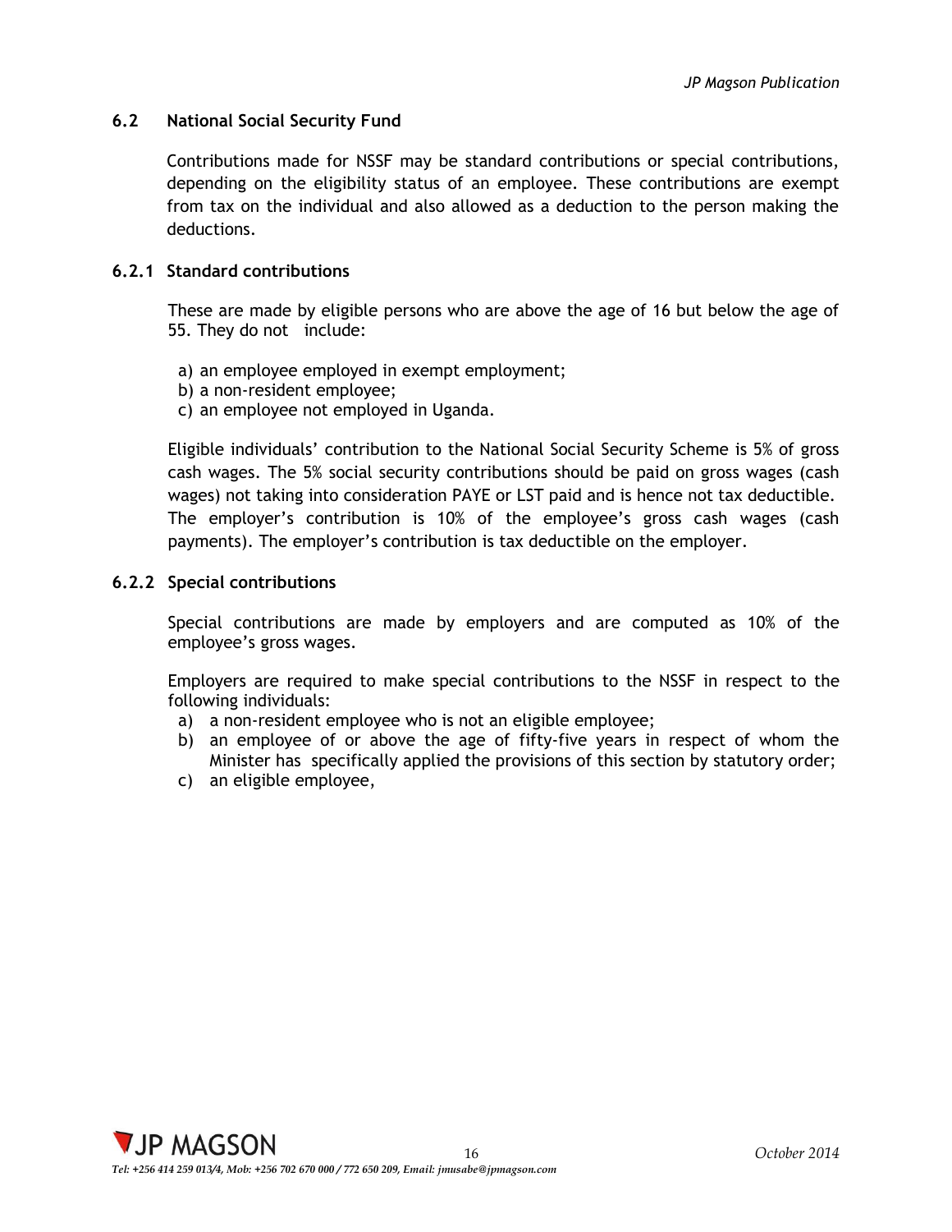### 6.2 National Social Security Fund

Contributions made for NSSF may be standard contributions or special contributions, depending on the eligibility status of an employee. These contributions are exempt from tax on the individual and also allowed as a deduction to the person making the deductions.

#### 6.2.1 Standard contributions

These are made by eligible persons who are above the age of 16 but below the age of 55. They do not include:

a) an employee employed in exempt employment;
b) a non-resident employee;
c) an employee not employed in Uganda.

Eligible individuals' contribution to the National Social Security Scheme is 5% of gross cash wages. The 5% social security contributions should be paid on gross wages (cash wages) not taking into consideration PAYE or LST paid and is hence not tax deductible. The employer's contribution is 10% of the employee's gross cash wages (cash payments). The employer's contribution is tax deductible on the employer.

#### 6.2.2 Special contributions

Special contributions are made by employers and are computed as 10% of the employee's gross wages.

Employers are required to make special contributions to the NSSF in respect to the following individuals:

a) a non-resident employee who is not an eligible employee;
b) an employee of or above the age of fifty-five years in respect of whom the Minister has specifically applied the provisions of this section by statutory order;
c) an eligible employee,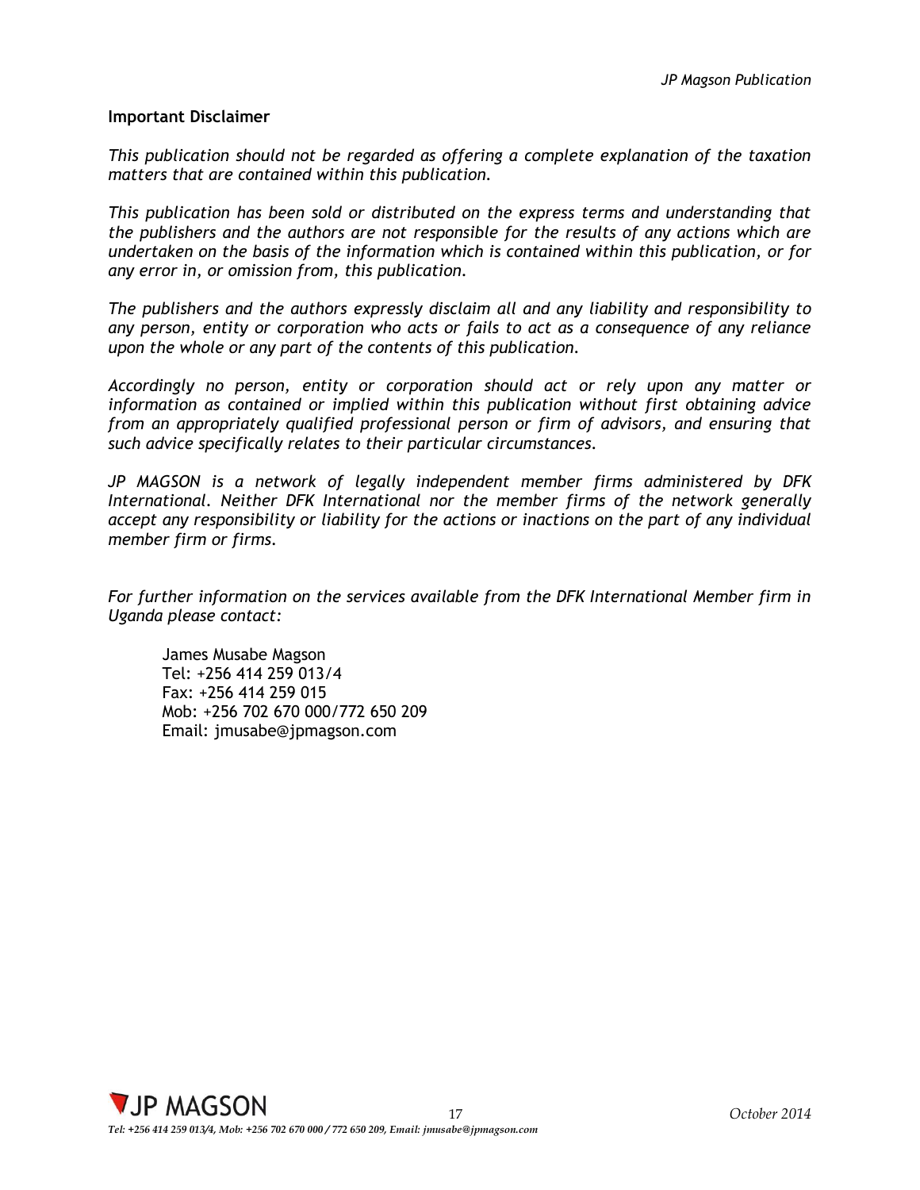**Important Disclaimer**

*This publication should not be regarded as offering a complete explanation of the taxation matters that are contained within this publication.*

*This publication has been sold or distributed on the express terms and understanding that the publishers and the authors are not responsible for the results of any actions which are undertaken on the basis of the information which is contained within this publication, or for any error in, or omission from, this publication.*

*The publishers and the authors expressly disclaim all and any liability and responsibility to any person, entity or corporation who acts or fails to act as a consequence of any reliance upon the whole or any part of the contents of this publication.*

*Accordingly no person, entity or corporation should act or rely upon any matter or information as contained or implied within this publication without first obtaining advice from an appropriately qualified professional person or firm of advisors, and ensuring that such advice specifically relates to their particular circumstances.*

*JP MAGSON is a network of legally independent member firms administered by DFK International. Neither DFK International nor the member firms of the network generally accept any responsibility or liability for the actions or inactions on the part of any individual member firm or firms.*

*For further information on the services available from the DFK International Member firm in Uganda please contact:*

James Musabe Magson
Tel: +256 414 259 013/4
Fax: +256 414 259 015
Mob: +256 702 670 000/772 650 209
Email: jmusabe@jpmagson.com